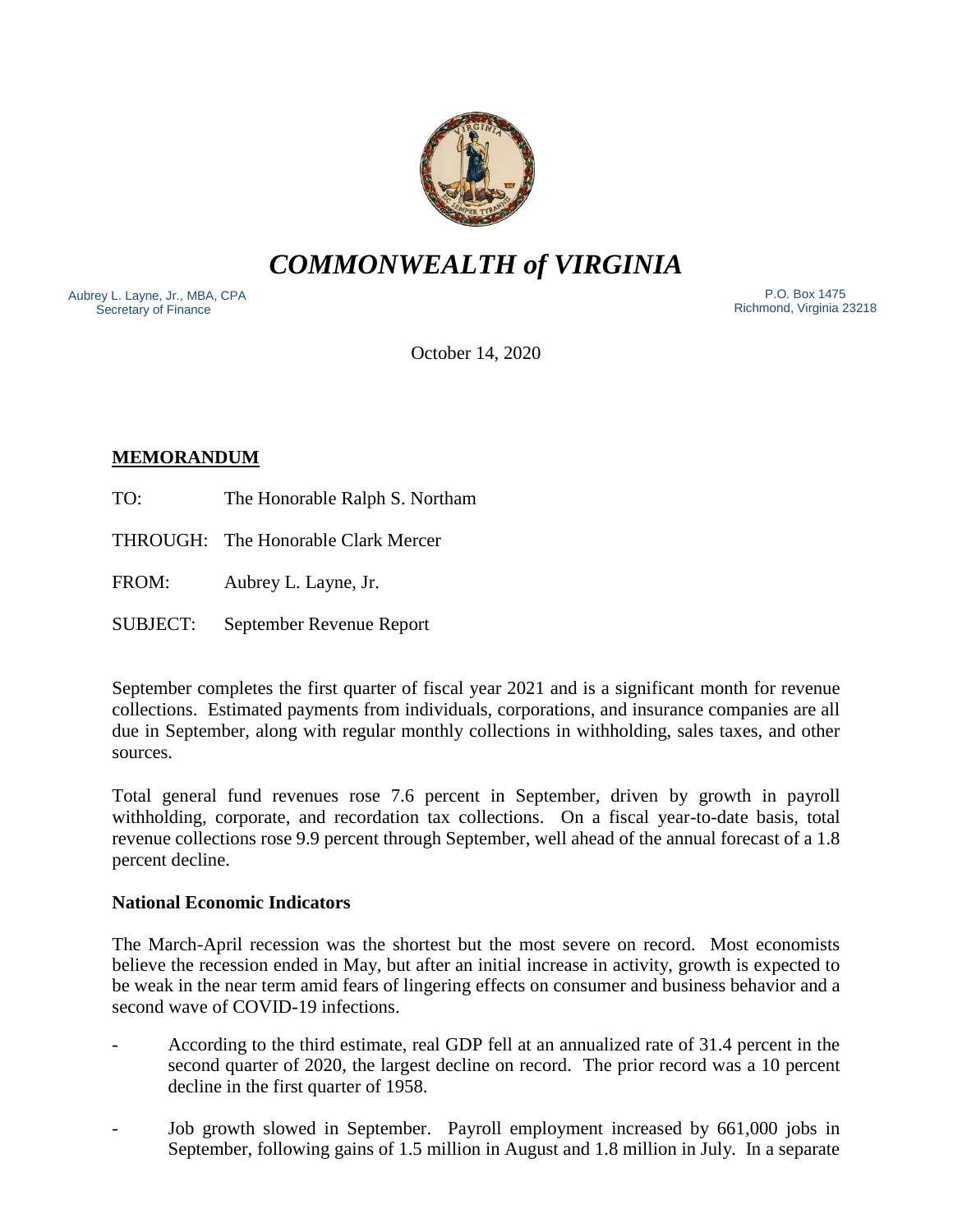# *COMMONWEALTH of VIRGINIA*

Aubrey L. Layne, Jr., MBA, CPA
Secretary of Finance

P.O. Box 1475
Richmond, Virginia 23218

October 14, 2020

**MEMORANDUM**

TO: The Honorable Ralph S. Northam

THROUGH: The Honorable Clark Mercer

FROM: Aubrey L. Layne, Jr.

SUBJECT: September Revenue Report

September completes the first quarter of fiscal year 2021 and is a significant month for revenue collections. Estimated payments from individuals, corporations, and insurance companies are all due in September, along with regular monthly collections in withholding, sales taxes, and other sources.

Total general fund revenues rose 7.6 percent in September, driven by growth in payroll withholding, corporate, and recordation tax collections. On a fiscal year-to-date basis, total revenue collections rose 9.9 percent through September, well ahead of the annual forecast of a 1.8 percent decline.

**National Economic Indicators**

The March-April recession was the shortest but the most severe on record. Most economists believe the recession ended in May, but after an initial increase in activity, growth is expected to be weak in the near term amid fears of lingering effects on consumer and business behavior and a second wave of COVID-19 infections.

- According to the third estimate, real GDP fell at an annualized rate of 31.4 percent in the second quarter of 2020, the largest decline on record. The prior record was a 10 percent decline in the first quarter of 1958.

- Job growth slowed in September. Payroll employment increased by 661,000 jobs in September, following gains of 1.5 million in August and 1.8 million in July. In a separate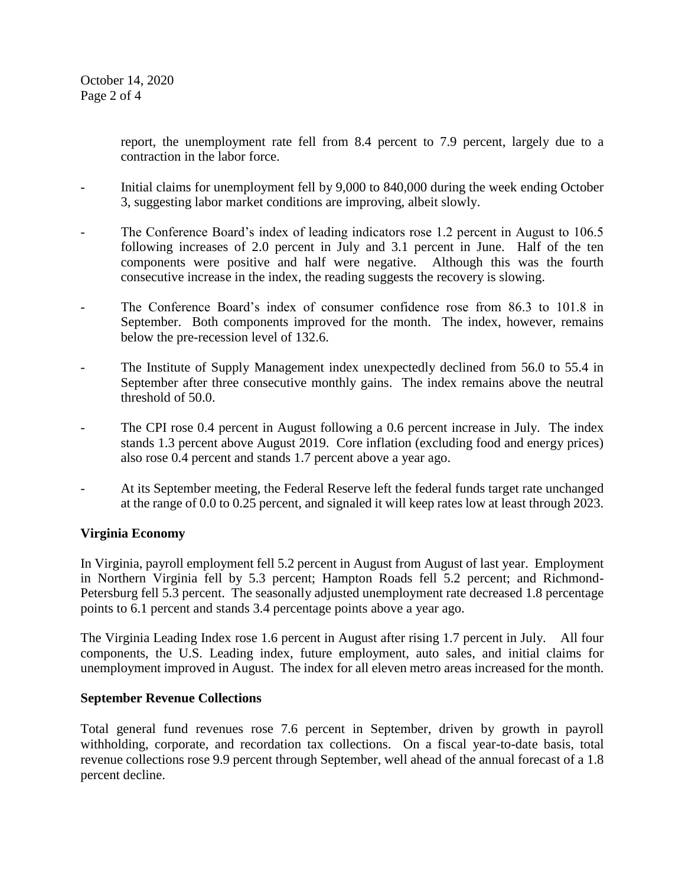report, the unemployment rate fell from 8.4 percent to 7.9 percent, largely due to a contraction in the labor force.

- Initial claims for unemployment fell by 9,000 to 840,000 during the week ending October 3, suggesting labor market conditions are improving, albeit slowly.
- The Conference Board's index of leading indicators rose 1.2 percent in August to 106.5 following increases of 2.0 percent in July and 3.1 percent in June. Half of the ten components were positive and half were negative. Although this was the fourth consecutive increase in the index, the reading suggests the recovery is slowing.
- The Conference Board's index of consumer confidence rose from 86.3 to 101.8 in September. Both components improved for the month. The index, however, remains below the pre-recession level of 132.6.
- The Institute of Supply Management index unexpectedly declined from 56.0 to 55.4 in September after three consecutive monthly gains. The index remains above the neutral threshold of 50.0.
- The CPI rose 0.4 percent in August following a 0.6 percent increase in July. The index stands 1.3 percent above August 2019. Core inflation (excluding food and energy prices) also rose 0.4 percent and stands 1.7 percent above a year ago.
- At its September meeting, the Federal Reserve left the federal funds target rate unchanged at the range of 0.0 to 0.25 percent, and signaled it will keep rates low at least through 2023.

**Virginia Economy**

In Virginia, payroll employment fell 5.2 percent in August from August of last year. Employment in Northern Virginia fell by 5.3 percent; Hampton Roads fell 5.2 percent; and Richmond-Petersburg fell 5.3 percent. The seasonally adjusted unemployment rate decreased 1.8 percentage points to 6.1 percent and stands 3.4 percentage points above a year ago.

The Virginia Leading Index rose 1.6 percent in August after rising 1.7 percent in July. All four components, the U.S. Leading index, future employment, auto sales, and initial claims for unemployment improved in August. The index for all eleven metro areas increased for the month.

**September Revenue Collections**

Total general fund revenues rose 7.6 percent in September, driven by growth in payroll withholding, corporate, and recordation tax collections. On a fiscal year-to-date basis, total revenue collections rose 9.9 percent through September, well ahead of the annual forecast of a 1.8 percent decline.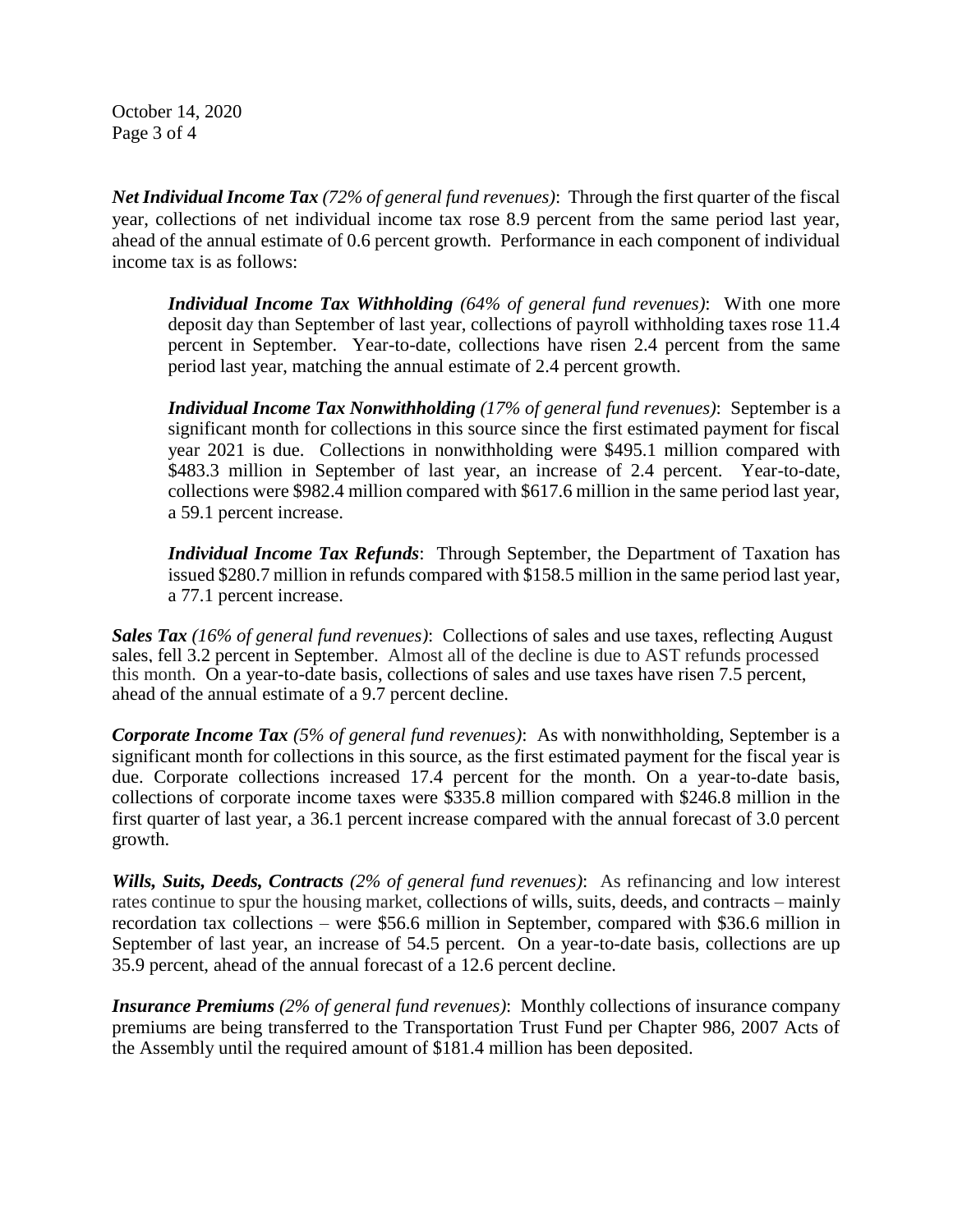***Net Individual Income Tax*** *(72% of general fund revenues)*: Through the first quarter of the fiscal year, collections of net individual income tax rose 8.9 percent from the same period last year, ahead of the annual estimate of 0.6 percent growth. Performance in each component of individual income tax is as follows:

> ***Individual Income Tax Withholding*** *(64% of general fund revenues)*: With one more deposit day than September of last year, collections of payroll withholding taxes rose 11.4 percent in September. Year-to-date, collections have risen 2.4 percent from the same period last year, matching the annual estimate of 2.4 percent growth.
>
> ***Individual Income Tax Nonwithholding*** *(17% of general fund revenues)*: September is a significant month for collections in this source since the first estimated payment for fiscal year 2021 is due. Collections in nonwithholding were $495.1 million compared with $483.3 million in September of last year, an increase of 2.4 percent. Year-to-date, collections were $982.4 million compared with $617.6 million in the same period last year, a 59.1 percent increase.
>
> ***Individual Income Tax Refunds***: Through September, the Department of Taxation has issued $280.7 million in refunds compared with $158.5 million in the same period last year, a 77.1 percent increase.

***Sales Tax*** *(16% of general fund revenues)*: Collections of sales and use taxes, reflecting August sales, fell 3.2 percent in September. Almost all of the decline is due to AST refunds processed this month. On a year-to-date basis, collections of sales and use taxes have risen 7.5 percent, ahead of the annual estimate of a 9.7 percent decline.

***Corporate Income Tax*** *(5% of general fund revenues)*: As with nonwithholding, September is a significant month for collections in this source, as the first estimated payment for the fiscal year is due. Corporate collections increased 17.4 percent for the month. On a year-to-date basis, collections of corporate income taxes were $335.8 million compared with $246.8 million in the first quarter of last year, a 36.1 percent increase compared with the annual forecast of 3.0 percent growth.

***Wills, Suits, Deeds, Contracts*** *(2% of general fund revenues)*: As refinancing and low interest rates continue to spur the housing market, collections of wills, suits, deeds, and contracts – mainly recordation tax collections – were $56.6 million in September, compared with $36.6 million in September of last year, an increase of 54.5 percent. On a year-to-date basis, collections are up 35.9 percent, ahead of the annual forecast of a 12.6 percent decline.

***Insurance Premiums*** *(2% of general fund revenues)*: Monthly collections of insurance company premiums are being transferred to the Transportation Trust Fund per Chapter 986, 2007 Acts of the Assembly until the required amount of $181.4 million has been deposited.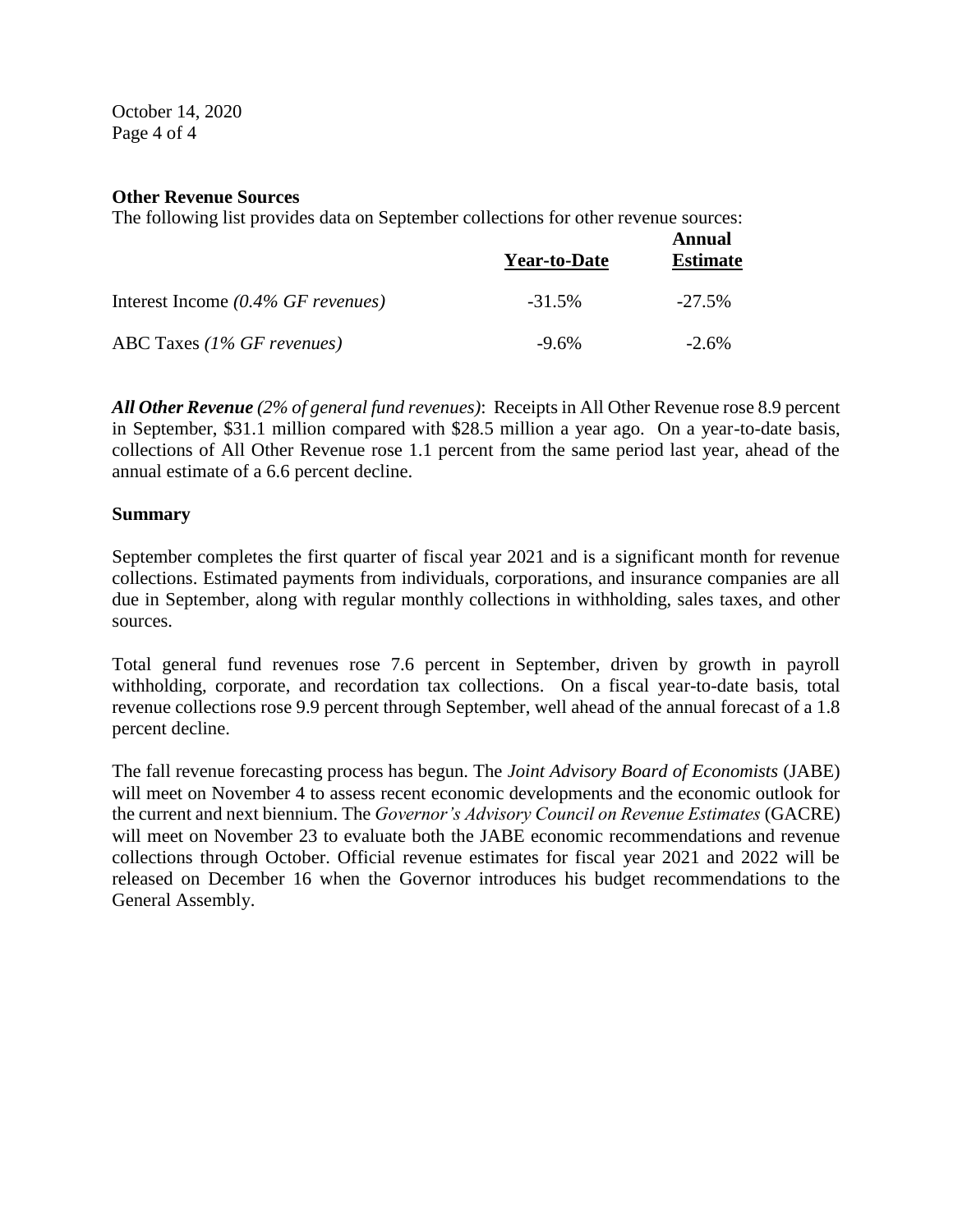**Other Revenue Sources**

The following list provides data on September collections for other revenue sources:

| | Year-to-Date | Annual Estimate |
|---|---|---|
| Interest Income *(0.4% GF revenues)* | -31.5% | -27.5% |
| ABC Taxes *(1% GF revenues)* | -9.6% | -2.6% |

***All Other Revenue*** *(2% of general fund revenues)*: Receipts in All Other Revenue rose 8.9 percent in September, $31.1 million compared with $28.5 million a year ago. On a year-to-date basis, collections of All Other Revenue rose 1.1 percent from the same period last year, ahead of the annual estimate of a 6.6 percent decline.

**Summary**

September completes the first quarter of fiscal year 2021 and is a significant month for revenue collections. Estimated payments from individuals, corporations, and insurance companies are all due in September, along with regular monthly collections in withholding, sales taxes, and other sources.

Total general fund revenues rose 7.6 percent in September, driven by growth in payroll withholding, corporate, and recordation tax collections. On a fiscal year-to-date basis, total revenue collections rose 9.9 percent through September, well ahead of the annual forecast of a 1.8 percent decline.

The fall revenue forecasting process has begun. The *Joint Advisory Board of Economists* (JABE) will meet on November 4 to assess recent economic developments and the economic outlook for the current and next biennium. The *Governor's Advisory Council on Revenue Estimates* (GACRE) will meet on November 23 to evaluate both the JABE economic recommendations and revenue collections through October. Official revenue estimates for fiscal year 2021 and 2022 will be released on December 16 when the Governor introduces his budget recommendations to the General Assembly.